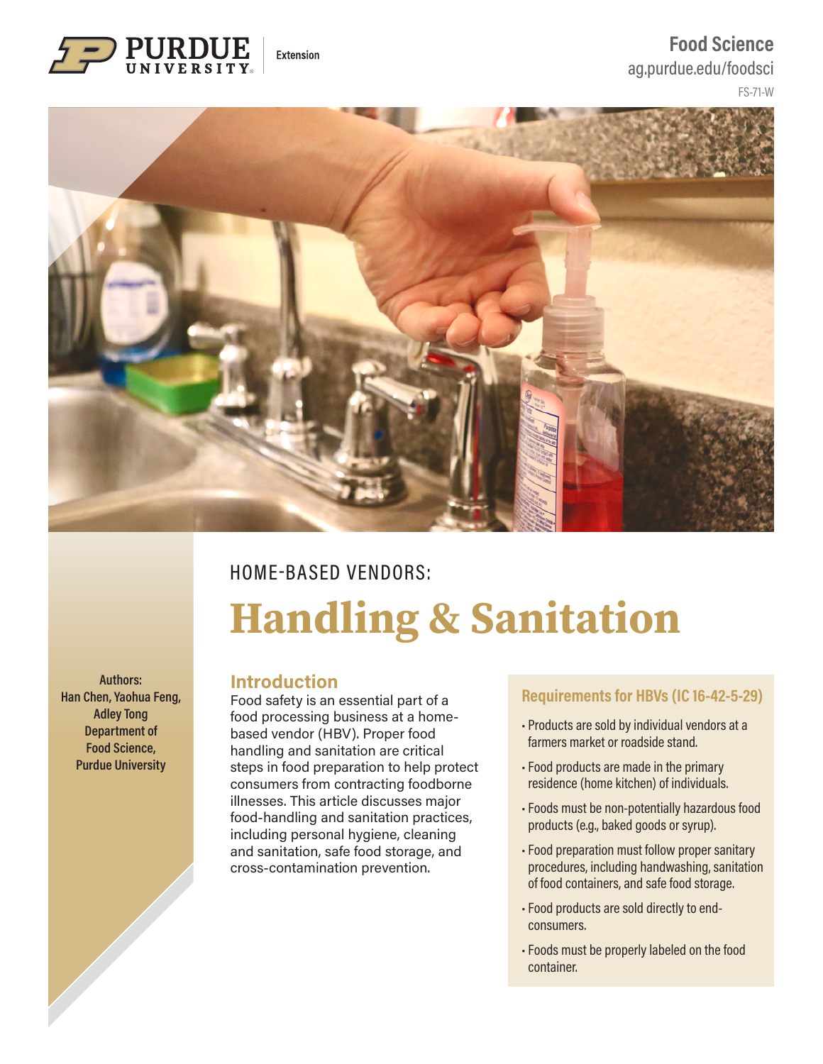Purdue University Extension

**Food Science**
ag.purdue.edu/foodsci
FS-71-W

HOME-BASED VENDORS:

# Handling & Sanitation

**Authors:**
**Han Chen, Yaohua Feng, Adley Tong**
**Department of Food Science, Purdue University**

## Introduction

Food safety is an essential part of a food processing business at a home-based vendor (HBV). Proper food handling and sanitation are critical steps in food preparation to help protect consumers from contracting foodborne illnesses. This article discusses major food-handling and sanitation practices, including personal hygiene, cleaning and sanitation, safe food storage, and cross-contamination prevention.

### Requirements for HBVs (IC 16-42-5-29)

- Products are sold by individual vendors at a farmers market or roadside stand.
- Food products are made in the primary residence (home kitchen) of individuals.
- Foods must be non-potentially hazardous food products (e.g., baked goods or syrup).
- Food preparation must follow proper sanitary procedures, including handwashing, sanitation of food containers, and safe food storage.
- Food products are sold directly to end-consumers.
- Foods must be properly labeled on the food container.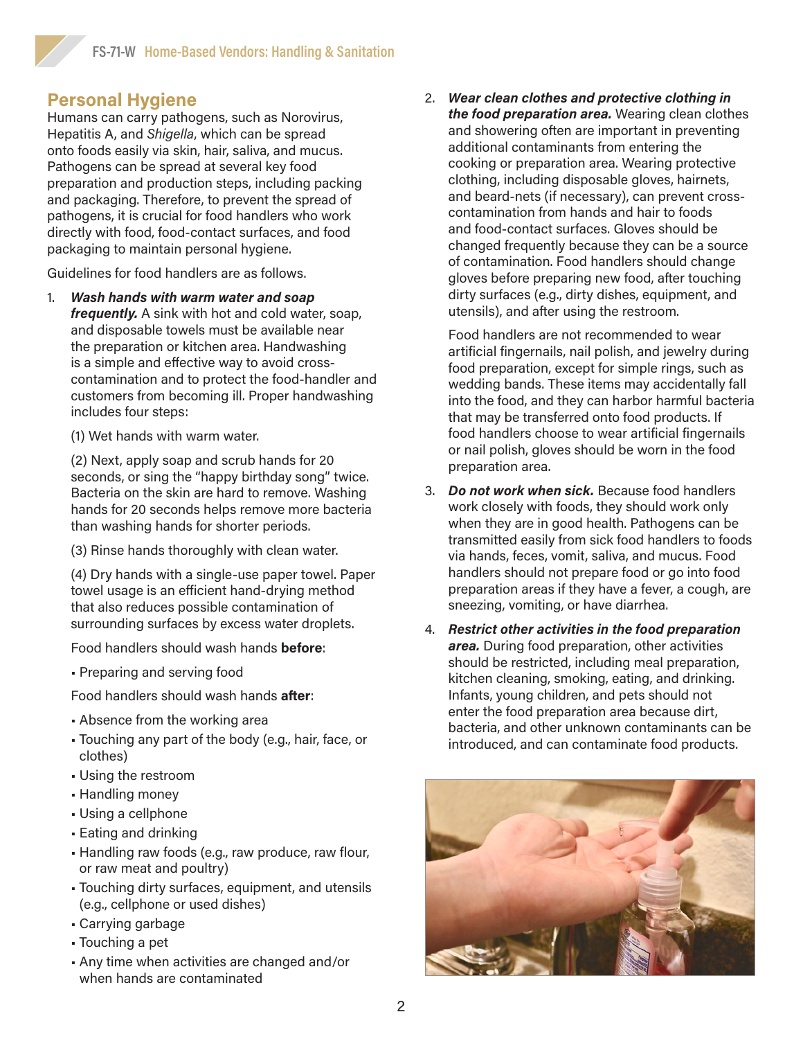## Personal Hygiene

Humans can carry pathogens, such as Norovirus, Hepatitis A, and *Shigella*, which can be spread onto foods easily via skin, hair, saliva, and mucus. Pathogens can be spread at several key food preparation and production steps, including packing and packaging. Therefore, to prevent the spread of pathogens, it is crucial for food handlers who work directly with food, food-contact surfaces, and food packaging to maintain personal hygiene.

Guidelines for food handlers are as follows.

1. ***Wash hands with warm water and soap frequently.*** A sink with hot and cold water, soap, and disposable towels must be available near the preparation or kitchen area. Handwashing is a simple and effective way to avoid cross-contamination and to protect the food-handler and customers from becoming ill. Proper handwashing includes four steps:

   (1) Wet hands with warm water.

   (2) Next, apply soap and scrub hands for 20 seconds, or sing the "happy birthday song" twice. Bacteria on the skin are hard to remove. Washing hands for 20 seconds helps remove more bacteria than washing hands for shorter periods.

   (3) Rinse hands thoroughly with clean water.

   (4) Dry hands with a single-use paper towel. Paper towel usage is an efficient hand-drying method that also reduces possible contamination of surrounding surfaces by excess water droplets.

   Food handlers should wash hands **before**:

   - Preparing and serving food

   Food handlers should wash hands **after**:

   - Absence from the working area
   - Touching any part of the body (e.g., hair, face, or clothes)
   - Using the restroom
   - Handling money
   - Using a cellphone
   - Eating and drinking
   - Handling raw foods (e.g., raw produce, raw flour, or raw meat and poultry)
   - Touching dirty surfaces, equipment, and utensils (e.g., cellphone or used dishes)
   - Carrying garbage
   - Touching a pet
   - Any time when activities are changed and/or when hands are contaminated

2. ***Wear clean clothes and protective clothing in the food preparation area.*** Wearing clean clothes and showering often are important in preventing additional contaminants from entering the cooking or preparation area. Wearing protective clothing, including disposable gloves, hairnets, and beard-nets (if necessary), can prevent cross-contamination from hands and hair to foods and food-contact surfaces. Gloves should be changed frequently because they can be a source of contamination. Food handlers should change gloves before preparing new food, after touching dirty surfaces (e.g., dirty dishes, equipment, and utensils), and after using the restroom.

   Food handlers are not recommended to wear artificial fingernails, nail polish, and jewelry during food preparation, except for simple rings, such as wedding bands. These items may accidentally fall into the food, and they can harbor harmful bacteria that may be transferred onto food products. If food handlers choose to wear artificial fingernails or nail polish, gloves should be worn in the food preparation area.

3. ***Do not work when sick.*** Because food handlers work closely with foods, they should work only when they are in good health. Pathogens can be transmitted easily from sick food handlers to foods via hands, feces, vomit, saliva, and mucus. Food handlers should not prepare food or go into food preparation areas if they have a fever, a cough, are sneezing, vomiting, or have diarrhea.

4. ***Restrict other activities in the food preparation area.*** During food preparation, other activities should be restricted, including meal preparation, kitchen cleaning, smoking, eating, and drinking. Infants, young children, and pets should not enter the food preparation area because dirt, bacteria, and other unknown contaminants can be introduced, and can contaminate food products.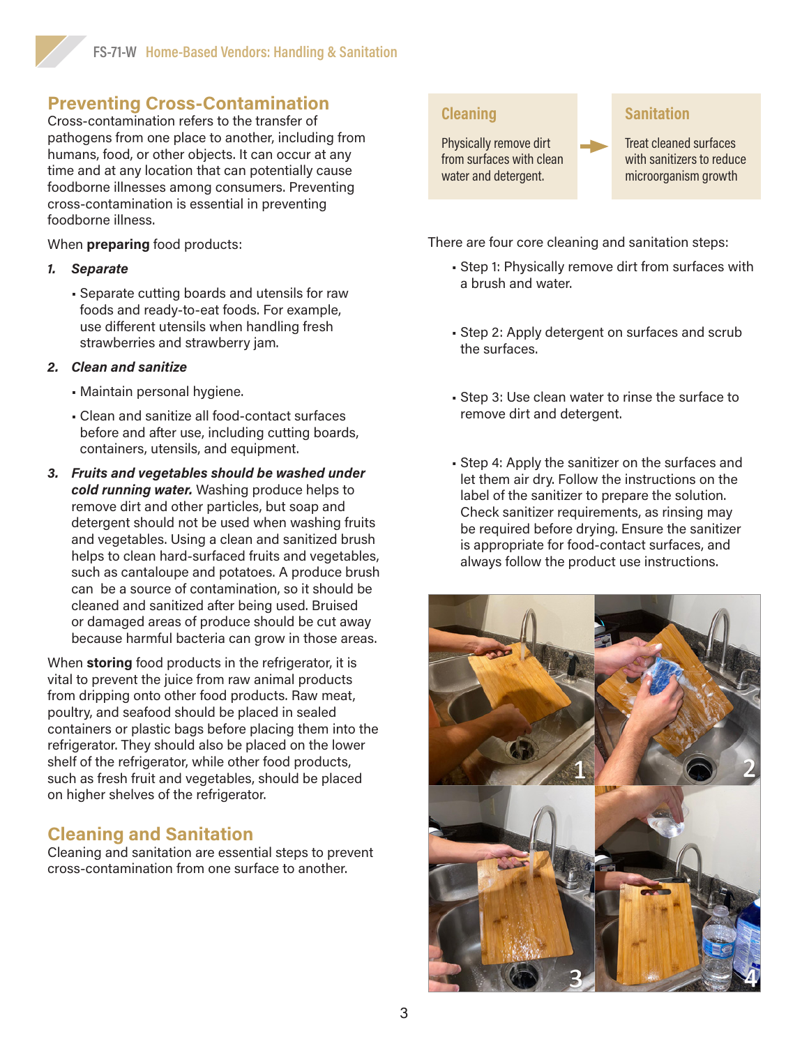## Preventing Cross-Contamination

Cross-contamination refers to the transfer of pathogens from one place to another, including from humans, food, or other objects. It can occur at any time and at any location that can potentially cause foodborne illnesses among consumers. Preventing cross-contamination is essential in preventing foodborne illness.

When **preparing** food products:

1. ***Separate***
   - Separate cutting boards and utensils for raw foods and ready-to-eat foods. For example, use different utensils when handling fresh strawberries and strawberry jam.
2. ***Clean and sanitize***
   - Maintain personal hygiene.
   - Clean and sanitize all food-contact surfaces before and after use, including cutting boards, containers, utensils, and equipment.
3. ***Fruits and vegetables should be washed under cold running water.*** Washing produce helps to remove dirt and other particles, but soap and detergent should not be used when washing fruits and vegetables. Using a clean and sanitized brush helps to clean hard-surfaced fruits and vegetables, such as cantaloupe and potatoes. A produce brush can be a source of contamination, so it should be cleaned and sanitized after being used. Bruised or damaged areas of produce should be cut away because harmful bacteria can grow in those areas.

When **storing** food products in the refrigerator, it is vital to prevent the juice from raw animal products from dripping onto other food products. Raw meat, poultry, and seafood should be placed in sealed containers or plastic bags before placing them into the refrigerator. They should also be placed on the lower shelf of the refrigerator, while other food products, such as fresh fruit and vegetables, should be placed on higher shelves of the refrigerator.

## Cleaning and Sanitation

Cleaning and sanitation are essential steps to prevent cross-contamination from one surface to another.

**Cleaning**

Physically remove dirt from surfaces with clean water and detergent.

→

**Sanitation**

Treat cleaned surfaces with sanitizers to reduce microorganism growth

There are four core cleaning and sanitation steps:

- Step 1: Physically remove dirt from surfaces with a brush and water.
- Step 2: Apply detergent on surfaces and scrub the surfaces.
- Step 3: Use clean water to rinse the surface to remove dirt and detergent.
- Step 4: Apply the sanitizer on the surfaces and let them air dry. Follow the instructions on the label of the sanitizer to prepare the solution. Check sanitizer requirements, as rinsing may be required before drying. Ensure the sanitizer is appropriate for food-contact surfaces, and always follow the product use instructions.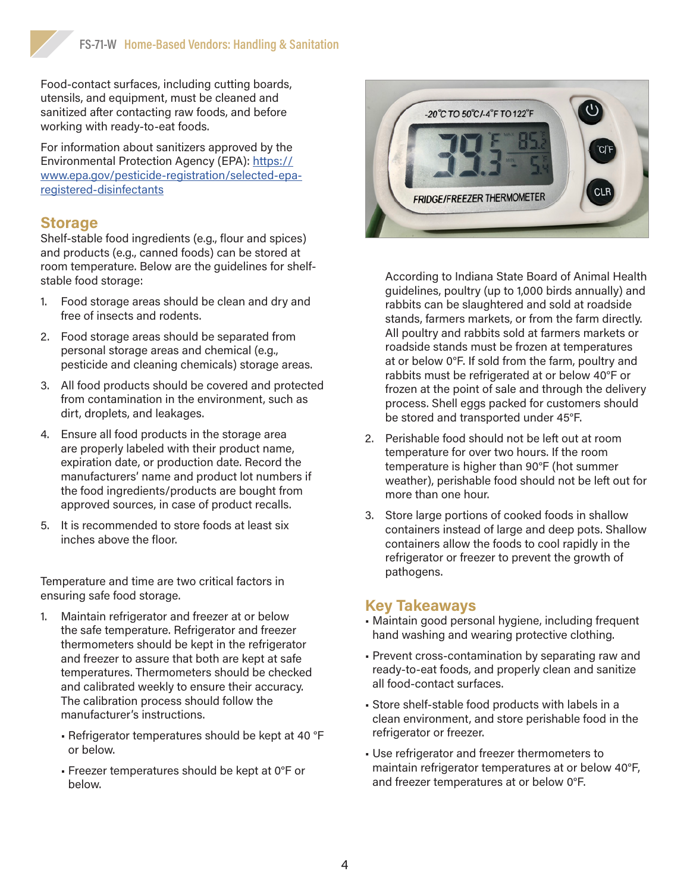Food-contact surfaces, including cutting boards, utensils, and equipment, must be cleaned and sanitized after contacting raw foods, and before working with ready-to-eat foods.

For information about sanitizers approved by the Environmental Protection Agency (EPA): https://www.epa.gov/pesticide-registration/selected-epa-registered-disinfectants

## Storage

Shelf-stable food ingredients (e.g., flour and spices) and products (e.g., canned foods) can be stored at room temperature. Below are the guidelines for shelf-stable food storage:

1. Food storage areas should be clean and dry and free of insects and rodents.
2. Food storage areas should be separated from personal storage areas and chemical (e.g., pesticide and cleaning chemicals) storage areas.
3. All food products should be covered and protected from contamination in the environment, such as dirt, droplets, and leakages.
4. Ensure all food products in the storage area are properly labeled with their product name, expiration date, or production date. Record the manufacturers' name and product lot numbers if the food ingredients/products are bought from approved sources, in case of product recalls.
5. It is recommended to store foods at least six inches above the floor.

Temperature and time are two critical factors in ensuring safe food storage.

1. Maintain refrigerator and freezer at or below the safe temperature. Refrigerator and freezer thermometers should be kept in the refrigerator and freezer to assure that both are kept at safe temperatures. Thermometers should be checked and calibrated weekly to ensure their accuracy. The calibration process should follow the manufacturer's instructions.
   - Refrigerator temperatures should be kept at 40 °F or below.
   - Freezer temperatures should be kept at 0°F or below.

   According to Indiana State Board of Animal Health guidelines, poultry (up to 1,000 birds annually) and rabbits can be slaughtered and sold at roadside stands, farmers markets, or from the farm directly. All poultry and rabbits sold at farmers markets or roadside stands must be frozen at temperatures at or below 0°F. If sold from the farm, poultry and rabbits must be refrigerated at or below 40°F or frozen at the point of sale and through the delivery process. Shell eggs packed for customers should be stored and transported under 45°F.
2. Perishable food should not be left out at room temperature for over two hours. If the room temperature is higher than 90°F (hot summer weather), perishable food should not be left out for more than one hour.
3. Store large portions of cooked foods in shallow containers instead of large and deep pots. Shallow containers allow the foods to cool rapidly in the refrigerator or freezer to prevent the growth of pathogens.

## Key Takeaways

- Maintain good personal hygiene, including frequent hand washing and wearing protective clothing.
- Prevent cross-contamination by separating raw and ready-to-eat foods, and properly clean and sanitize all food-contact surfaces.
- Store shelf-stable food products with labels in a clean environment, and store perishable food in the refrigerator or freezer.
- Use refrigerator and freezer thermometers to maintain refrigerator temperatures at or below 40°F, and freezer temperatures at or below 0°F.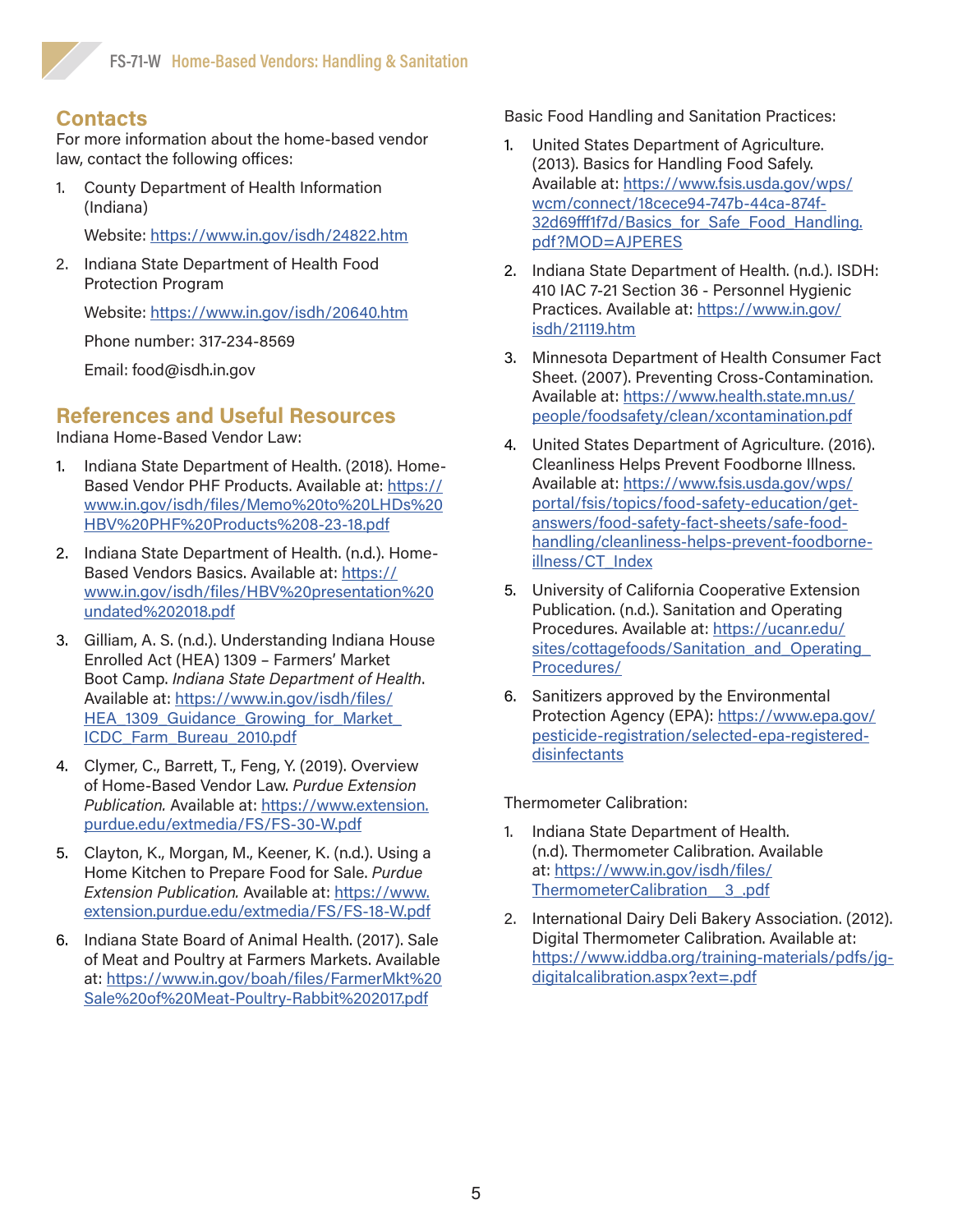## Contacts

For more information about the home-based vendor law, contact the following offices:

1. County Department of Health Information (Indiana)

   Website: https://www.in.gov/isdh/24822.htm

2. Indiana State Department of Health Food Protection Program

   Website: https://www.in.gov/isdh/20640.htm

   Phone number: 317-234-8569

   Email: food@isdh.in.gov

## References and Useful Resources

Indiana Home-Based Vendor Law:

1. Indiana State Department of Health. (2018). Home-Based Vendor PHF Products. Available at: https://www.in.gov/isdh/files/Memo%20to%20LHDs%20HBV%20PHF%20Products%208-23-18.pdf
2. Indiana State Department of Health. (n.d.). Home-Based Vendors Basics. Available at: https://www.in.gov/isdh/files/HBV%20presentation%20undated%202018.pdf
3. Gilliam, A. S. (n.d.). Understanding Indiana House Enrolled Act (HEA) 1309 – Farmers' Market Boot Camp. *Indiana State Department of Health*. Available at: https://www.in.gov/isdh/files/HEA_1309_Guidance_Growing_for_Market_ICDC_Farm_Bureau_2010.pdf
4. Clymer, C., Barrett, T., Feng, Y. (2019). Overview of Home-Based Vendor Law. *Purdue Extension Publication.* Available at: https://www.extension.purdue.edu/extmedia/FS/FS-30-W.pdf
5. Clayton, K., Morgan, M., Keener, K. (n.d.). Using a Home Kitchen to Prepare Food for Sale. *Purdue Extension Publication.* Available at: https://www.extension.purdue.edu/extmedia/FS/FS-18-W.pdf
6. Indiana State Board of Animal Health. (2017). Sale of Meat and Poultry at Farmers Markets. Available at: https://www.in.gov/boah/files/FarmerMkt%20Sale%20of%20Meat-Poultry-Rabbit%202017.pdf

Basic Food Handling and Sanitation Practices:

1. United States Department of Agriculture. (2013). Basics for Handling Food Safely. Available at: https://www.fsis.usda.gov/wps/wcm/connect/18cece94-747b-44ca-874f-32d69fff1f7d/Basics_for_Safe_Food_Handling.pdf?MOD=AJPERES
2. Indiana State Department of Health. (n.d.). ISDH: 410 IAC 7-21 Section 36 - Personnel Hygienic Practices. Available at: https://www.in.gov/isdh/21119.htm
3. Minnesota Department of Health Consumer Fact Sheet. (2007). Preventing Cross-Contamination. Available at: https://www.health.state.mn.us/people/foodsafety/clean/xcontamination.pdf
4. United States Department of Agriculture. (2016). Cleanliness Helps Prevent Foodborne Illness. Available at: https://www.fsis.usda.gov/wps/portal/fsis/topics/food-safety-education/get-answers/food-safety-fact-sheets/safe-food-handling/cleanliness-helps-prevent-foodborne-illness/CT_Index
5. University of California Cooperative Extension Publication. (n.d.). Sanitation and Operating Procedures. Available at: https://ucanr.edu/sites/cottagefoods/Sanitation_and_Operating_Procedures/
6. Sanitizers approved by the Environmental Protection Agency (EPA): https://www.epa.gov/pesticide-registration/selected-epa-registered-disinfectants

Thermometer Calibration:

1. Indiana State Department of Health. (n.d). Thermometer Calibration. Available at: https://www.in.gov/isdh/files/ThermometerCalibration__3_.pdf
2. International Dairy Deli Bakery Association. (2012). Digital Thermometer Calibration. Available at: https://www.iddba.org/training-materials/pdfs/jg-digitalcalibration.aspx?ext=.pdf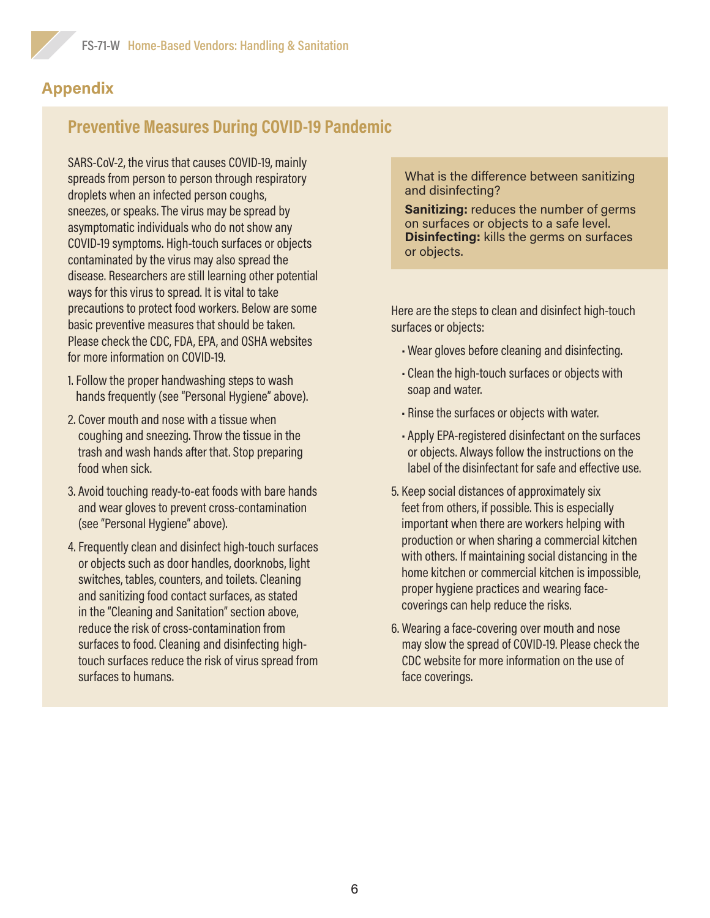## Appendix

### Preventive Measures During COVID-19 Pandemic

SARS-CoV-2, the virus that causes COVID-19, mainly spreads from person to person through respiratory droplets when an infected person coughs, sneezes, or speaks. The virus may be spread by asymptomatic individuals who do not show any COVID-19 symptoms. High-touch surfaces or objects contaminated by the virus may also spread the disease. Researchers are still learning other potential ways for this virus to spread. It is vital to take precautions to protect food workers. Below are some basic preventive measures that should be taken. Please check the CDC, FDA, EPA, and OSHA websites for more information on COVID-19.

1. Follow the proper handwashing steps to wash hands frequently (see "Personal Hygiene" above).
2. Cover mouth and nose with a tissue when coughing and sneezing. Throw the tissue in the trash and wash hands after that. Stop preparing food when sick.
3. Avoid touching ready-to-eat foods with bare hands and wear gloves to prevent cross-contamination (see "Personal Hygiene" above).
4. Frequently clean and disinfect high-touch surfaces or objects such as door handles, doorknobs, light switches, tables, counters, and toilets. Cleaning and sanitizing food contact surfaces, as stated in the "Cleaning and Sanitation" section above, reduce the risk of cross-contamination from surfaces to food. Cleaning and disinfecting high-touch surfaces reduce the risk of virus spread from surfaces to humans.

What is the difference between sanitizing and disinfecting?

**Sanitizing:** reduces the number of germs on surfaces or objects to a safe level.
**Disinfecting:** kills the germs on surfaces or objects.

Here are the steps to clean and disinfect high-touch surfaces or objects:

- Wear gloves before cleaning and disinfecting.
- Clean the high-touch surfaces or objects with soap and water.
- Rinse the surfaces or objects with water.
- Apply EPA-registered disinfectant on the surfaces or objects. Always follow the instructions on the label of the disinfectant for safe and effective use.

5. Keep social distances of approximately six feet from others, if possible. This is especially important when there are workers helping with production or when sharing a commercial kitchen with others. If maintaining social distancing in the home kitchen or commercial kitchen is impossible, proper hygiene practices and wearing face-coverings can help reduce the risks.
6. Wearing a face-covering over mouth and nose may slow the spread of COVID-19. Please check the CDC website for more information on the use of face coverings.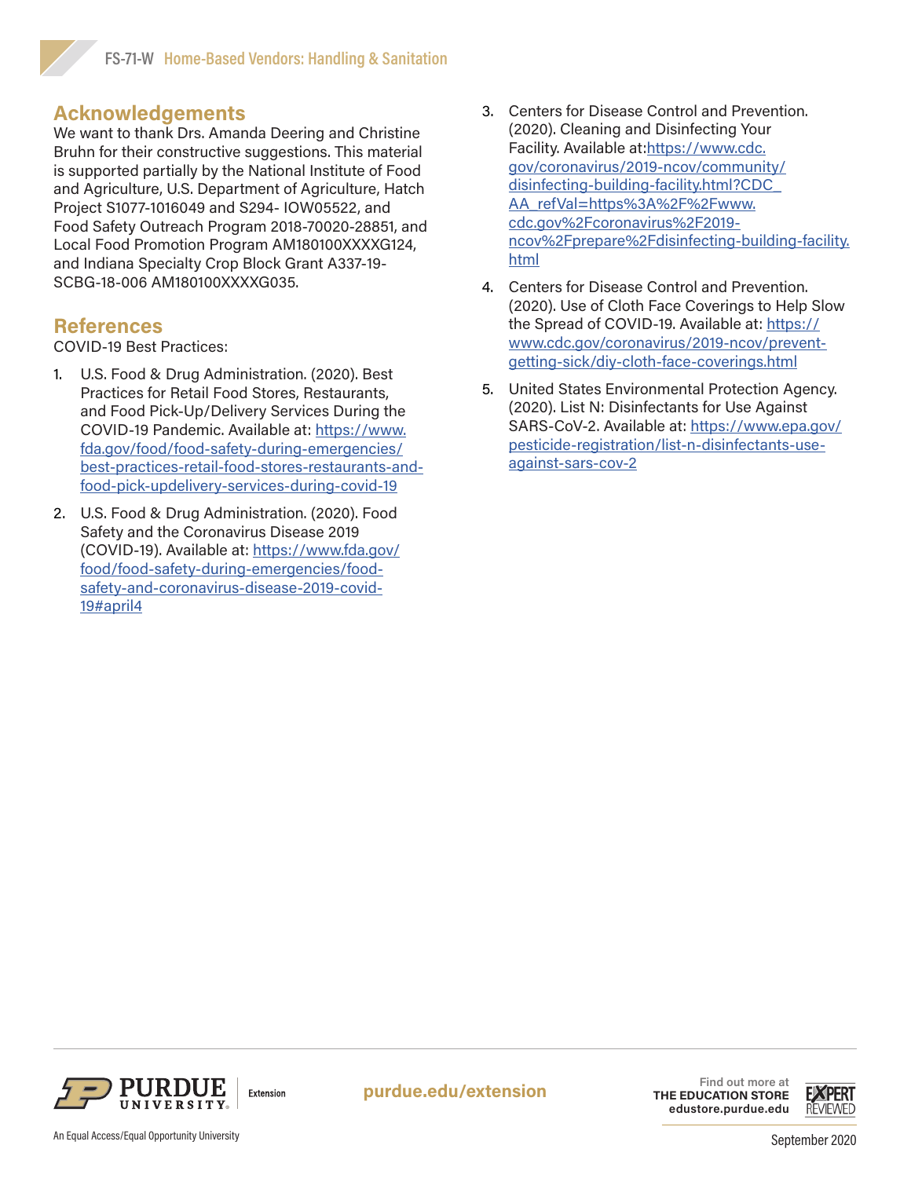## Acknowledgements

We want to thank Drs. Amanda Deering and Christine Bruhn for their constructive suggestions. This material is supported partially by the National Institute of Food and Agriculture, U.S. Department of Agriculture, Hatch Project S1077-1016049 and S294- IOW05522, and Food Safety Outreach Program 2018-70020-28851, and Local Food Promotion Program AM180100XXXXG124, and Indiana Specialty Crop Block Grant A337-19-SCBG-18-006 AM180100XXXXG035.

## References

COVID-19 Best Practices:

1. U.S. Food & Drug Administration. (2020). Best Practices for Retail Food Stores, Restaurants, and Food Pick-Up/Delivery Services During the COVID-19 Pandemic. Available at: https://www.fda.gov/food/food-safety-during-emergencies/best-practices-retail-food-stores-restaurants-and-food-pick-updelivery-services-during-covid-19
2. U.S. Food & Drug Administration. (2020). Food Safety and the Coronavirus Disease 2019 (COVID-19). Available at: https://www.fda.gov/food/food-safety-during-emergencies/food-safety-and-coronavirus-disease-2019-covid-19#april4
3. Centers for Disease Control and Prevention. (2020). Cleaning and Disinfecting Your Facility. Available at:https://www.cdc.gov/coronavirus/2019-ncov/community/disinfecting-building-facility.html?CDC_AA_refVal=https%3A%2F%2Fwww.cdc.gov%2Fcoronavirus%2F2019-ncov%2Fprepare%2Fdisinfecting-building-facility.html
4. Centers for Disease Control and Prevention. (2020). Use of Cloth Face Coverings to Help Slow the Spread of COVID-19. Available at: https://www.cdc.gov/coronavirus/2019-ncov/prevent-getting-sick/diy-cloth-face-coverings.html
5. United States Environmental Protection Agency. (2020). List N: Disinfectants for Use Against SARS-CoV-2. Available at: https://www.epa.gov/pesticide-registration/list-n-disinfectants-use-against-sars-cov-2

PURDUE UNIVERSITY Extension

purdue.edu/extension

Find out more at THE EDUCATION STORE edustore.purdue.edu

EXPERT REVIEWED

An Equal Access/Equal Opportunity University

September 2020